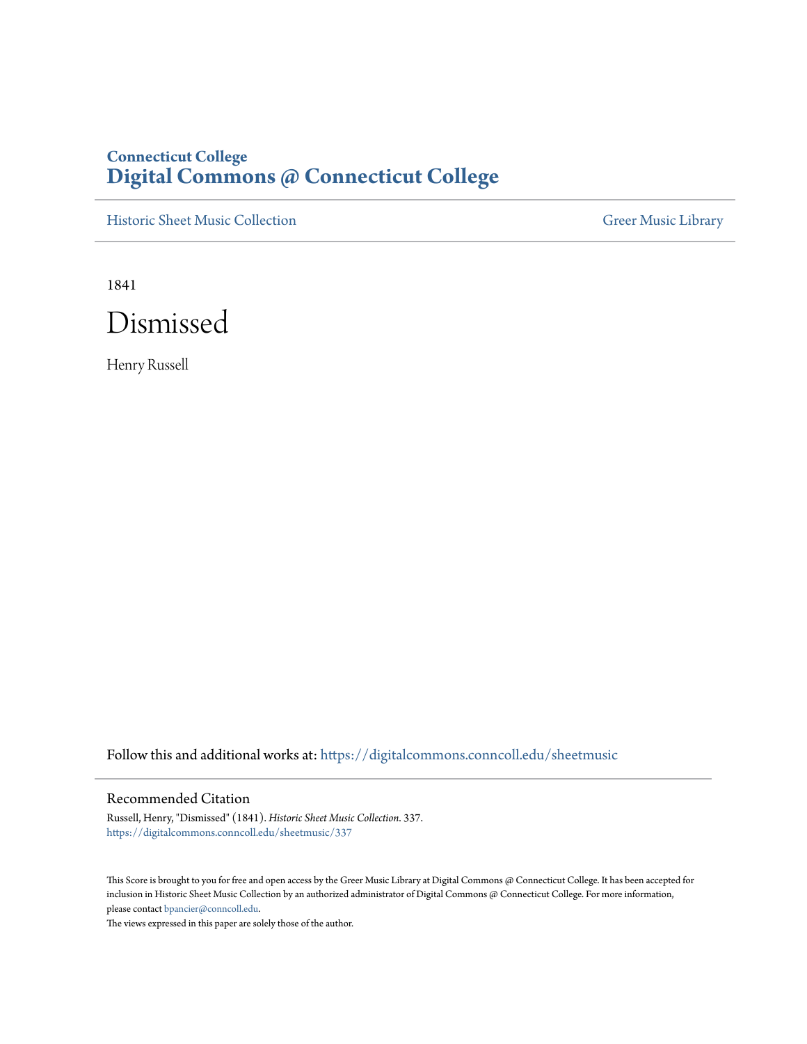Connecticut College
# Digital Commons @ Connecticut College

Historic Sheet Music Collection | Greer Music Library

1841

# Dismissed

Henry Russell

Follow this and additional works at: https://digitalcommons.conncoll.edu/sheetmusic

## Recommended Citation

Russell, Henry, "Dismissed" (1841). *Historic Sheet Music Collection*. 337.
https://digitalcommons.conncoll.edu/sheetmusic/337

This Score is brought to you for free and open access by the Greer Music Library at Digital Commons @ Connecticut College. It has been accepted for inclusion in Historic Sheet Music Collection by an authorized administrator of Digital Commons @ Connecticut College. For more information, please contact bpancier@conncoll.edu.
The views expressed in this paper are solely those of the author.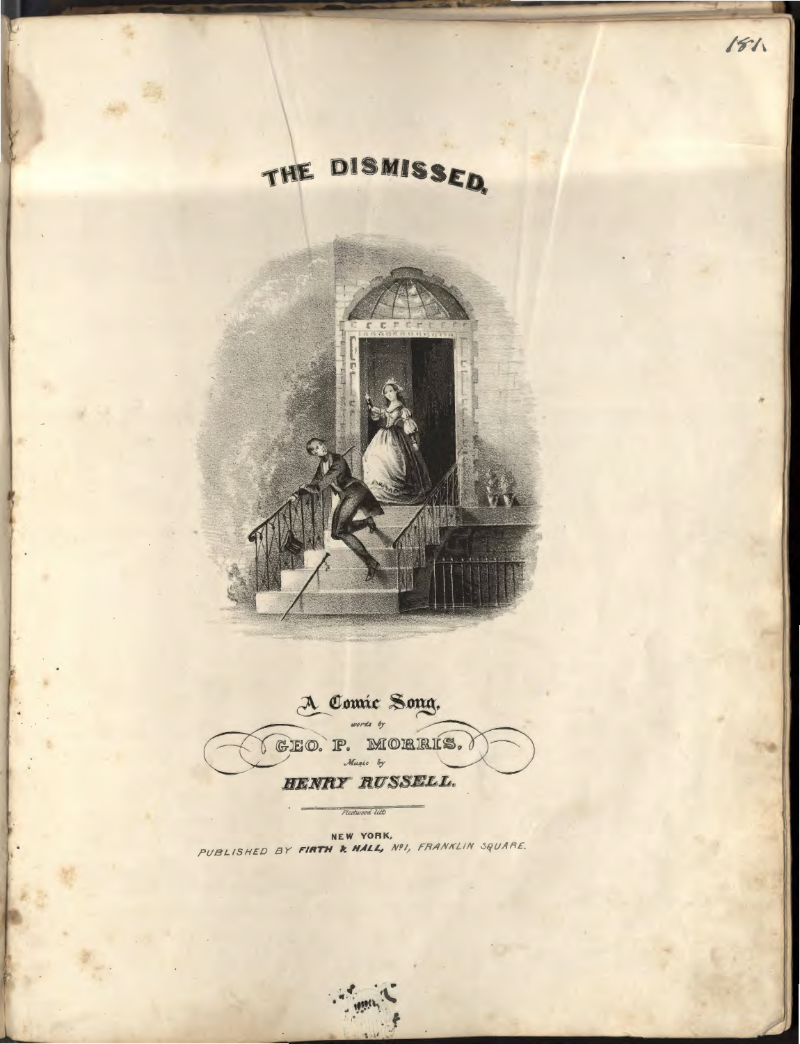# THE DISMISSED.

A Comic Song.

words by

GEO. P. MORRIS.

Music by

**HENRY RUSSELL.**

Fleetwood lith

NEW YORK,
*PUBLISHED BY FIRTH & HALL, No 1, FRANKLIN SQUARE.*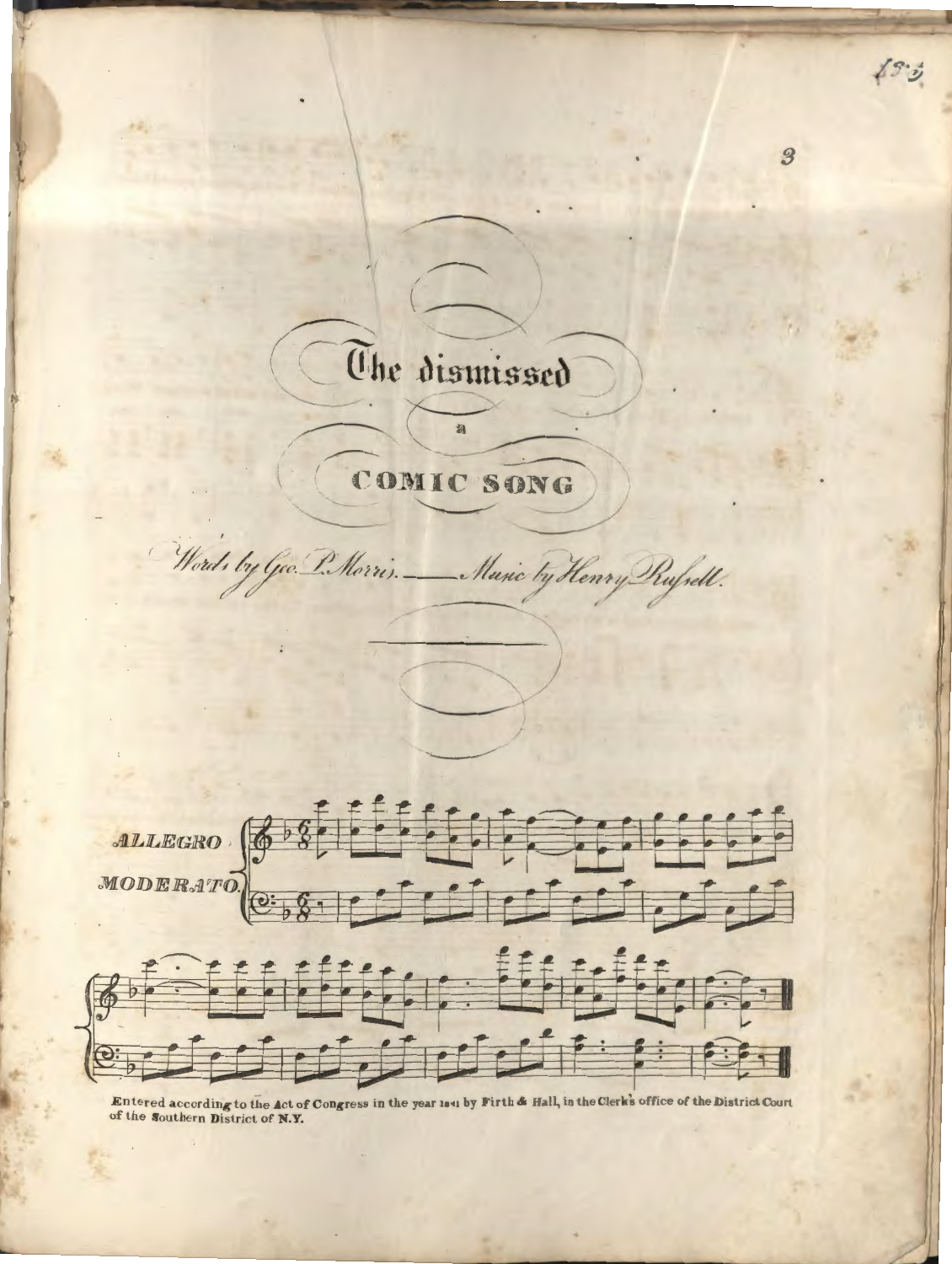# The dismissed

a

## COMIC SONG

*Words by Geo. P. Morris. —— Music by Henry Russell.*

ALLEGRO MODERATO.

Entered according to the Act of Congress in the year 1841 by Firth & Hall, in the Clerk's office of the District Court of the Southern District of N.Y.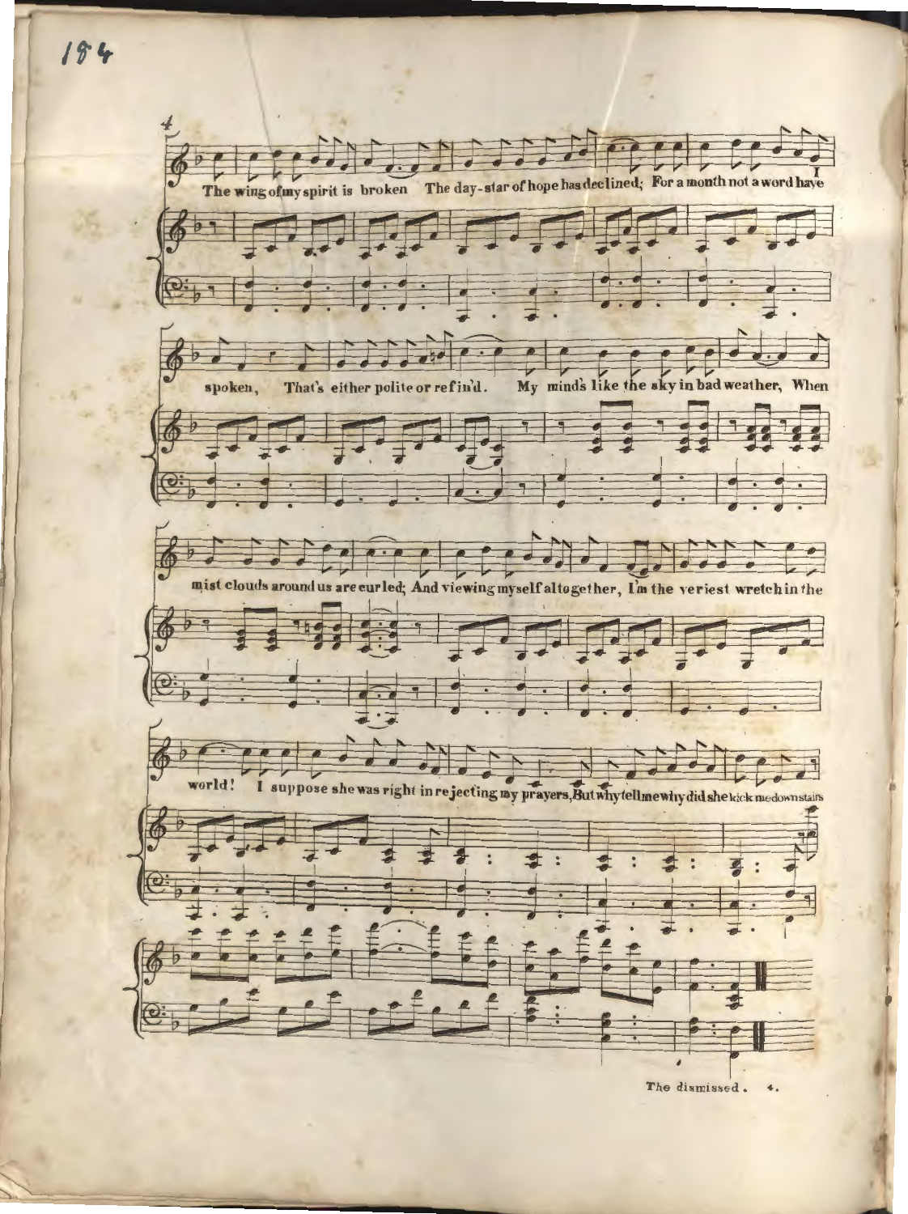The wing of my spirit is broken The day-star of hope has declined; For a month not a word have I spoken, That's either polite or refin'd. My mind's like the sky in bad weather, When mist clouds around us are curled; And viewing myself altogether, I'm the veriest wretch in the world! I suppose she was right in rejecting my prayers, But why tell me why did she kick me downstairs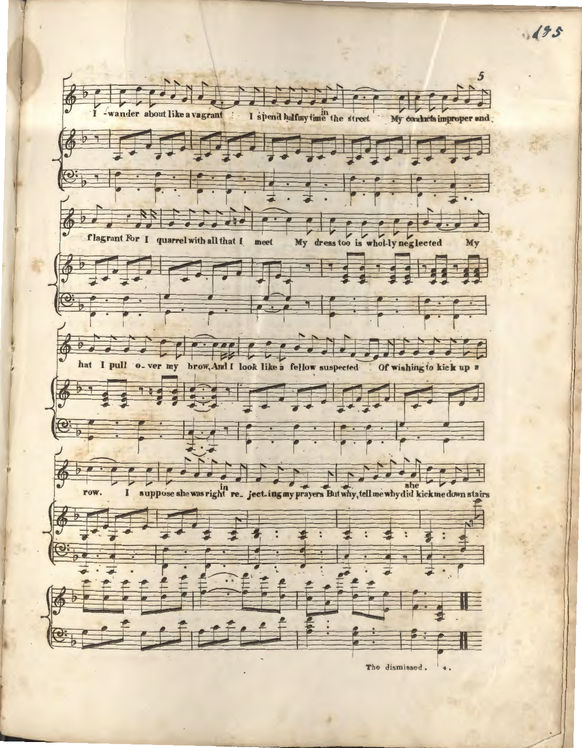I wander about like a vagrant I spend half my time in the street My conducts improper and flagrant For I quarrel with all that I meet My dress too is whol-ly neglected My hat I pull o-ver my brow, And I look like a fellow suspected Of wishing to kick up a row. I suppose she was right in re-ject-ing my prayers But why, tell me why did she kick me down stairs

The dismissed. 4.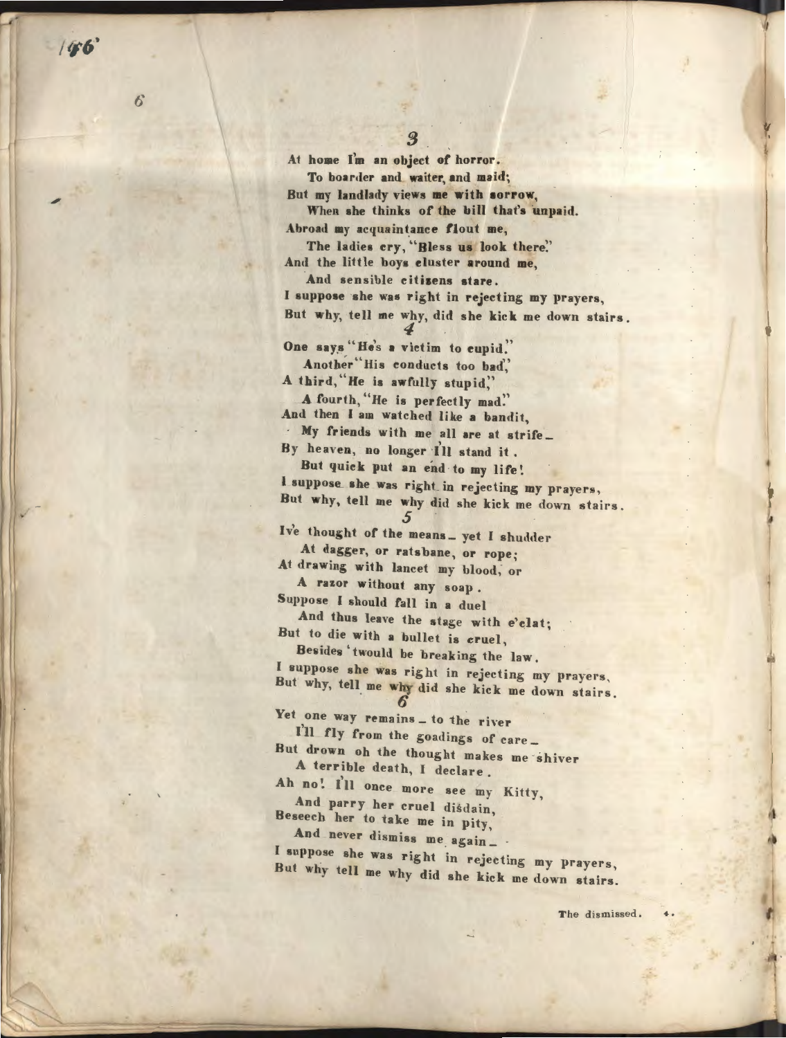3

At home I'm an object of horror.
To boarder and waiter, and maid;
But my landlady views me with sorrow,
When she thinks of the bill that's unpaid.
Abroad my acquaintance flout me,
The ladies cry, "Bless us look there."
And the little boys cluster around me,
And sensible citizens stare.
I suppose she was right in rejecting my prayers,
But why, tell me why, did she kick me down stairs.

4

One says "He's a victim to cupid."
Another "His conducts too bad,"
A third, "He is awfully stupid,"
A fourth, "He is perfectly mad."
And then I am watched like a bandit,
My friends with me all are at strife_
By heaven, no longer I'll stand it.
But quick put an end to my life!
I suppose she was right in rejecting my prayers,
But why, tell me why did she kick me down stairs.

5

I've thought of the means_ yet I shudder
At dagger, or ratsbane, or rope;
At drawing with lancet my blood, or
A razor without any soap.
Suppose I should fall in a duel
And thus leave the stage with e'clat;
But to die with a bullet is cruel,
Besides 'twould be breaking the law.
I suppose she was right in rejecting my prayers,
But why, tell me why did she kick me down stairs.

6

Yet one way remains_ to the river
I'll fly from the goadings of care_
But drown oh the thought makes me shiver
A terrible death, I declare.
Ah no! I'll once more see my Kitty,
And parry her cruel disdain,
Beseech her to take me in pity,
And never dismiss me again_
I suppose she was right in rejecting my prayers,
But why tell me why did she kick me down stairs.

The dismissed. 4.